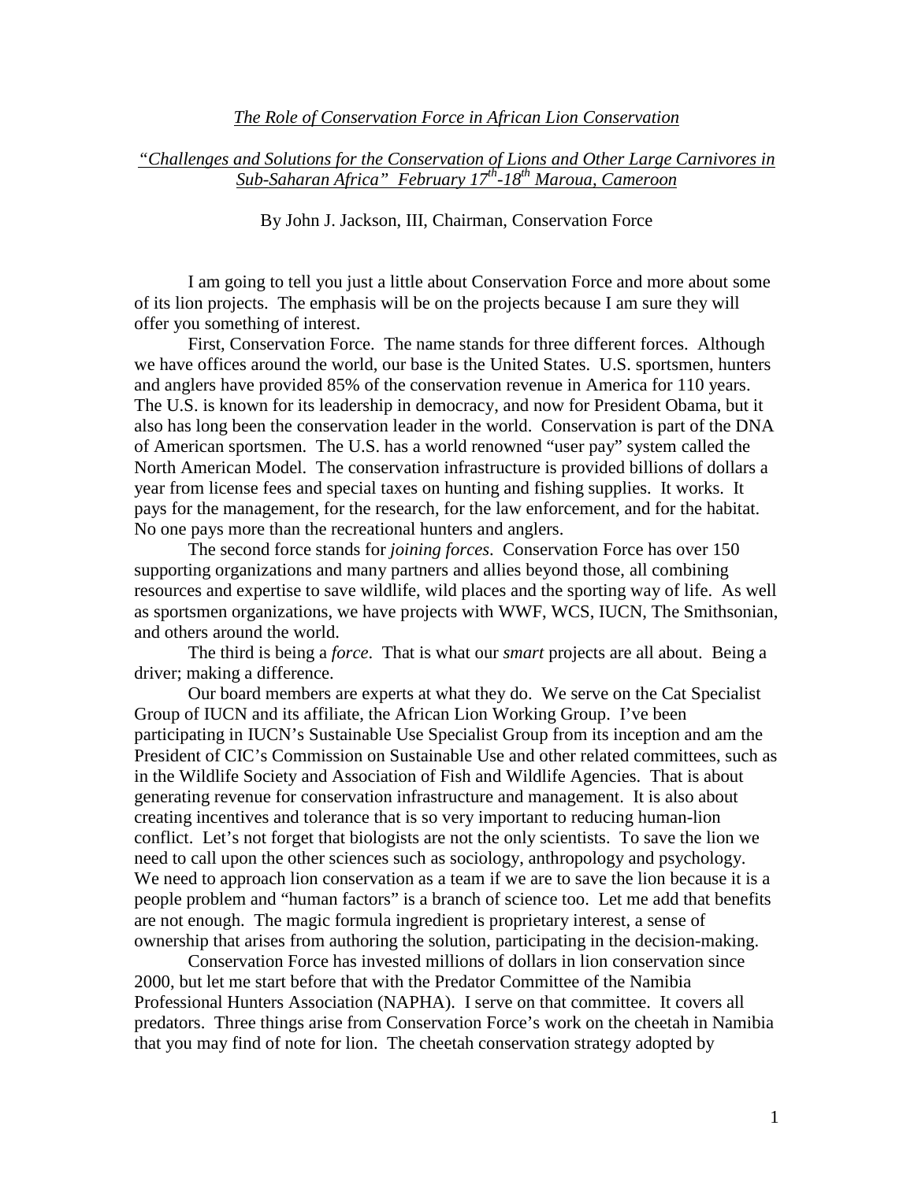*The Role of Conservation Force in African Lion Conservation*

*"Challenges and Solutions for the Conservation of Lions and Other Large Carnivores in Sub-Saharan Africa" February 17th-18th Maroua, Cameroon*

By John J. Jackson, III, Chairman, Conservation Force

I am going to tell you just a little about Conservation Force and more about some of its lion projects. The emphasis will be on the projects because I am sure they will offer you something of interest.

First, Conservation Force. The name stands for three different forces. Although we have offices around the world, our base is the United States. U.S. sportsmen, hunters and anglers have provided 85% of the conservation revenue in America for 110 years. The U.S. is known for its leadership in democracy, and now for President Obama, but it also has long been the conservation leader in the world. Conservation is part of the DNA of American sportsmen. The U.S. has a world renowned "user pay" system called the North American Model. The conservation infrastructure is provided billions of dollars a year from license fees and special taxes on hunting and fishing supplies. It works. It pays for the management, for the research, for the law enforcement, and for the habitat. No one pays more than the recreational hunters and anglers.

The second force stands for *joining forces*. Conservation Force has over 150 supporting organizations and many partners and allies beyond those, all combining resources and expertise to save wildlife, wild places and the sporting way of life. As well as sportsmen organizations, we have projects with WWF, WCS, IUCN, The Smithsonian, and others around the world.

The third is being a *force*. That is what our *smart* projects are all about. Being a driver; making a difference.

Our board members are experts at what they do. We serve on the Cat Specialist Group of IUCN and its affiliate, the African Lion Working Group. I've been participating in IUCN's Sustainable Use Specialist Group from its inception and am the President of CIC's Commission on Sustainable Use and other related committees, such as in the Wildlife Society and Association of Fish and Wildlife Agencies. That is about generating revenue for conservation infrastructure and management. It is also about creating incentives and tolerance that is so very important to reducing human-lion conflict. Let's not forget that biologists are not the only scientists. To save the lion we need to call upon the other sciences such as sociology, anthropology and psychology. We need to approach lion conservation as a team if we are to save the lion because it is a people problem and "human factors" is a branch of science too. Let me add that benefits are not enough. The magic formula ingredient is proprietary interest, a sense of ownership that arises from authoring the solution, participating in the decision-making.

Conservation Force has invested millions of dollars in lion conservation since 2000, but let me start before that with the Predator Committee of the Namibia Professional Hunters Association (NAPHA). I serve on that committee. It covers all predators. Three things arise from Conservation Force's work on the cheetah in Namibia that you may find of note for lion. The cheetah conservation strategy adopted by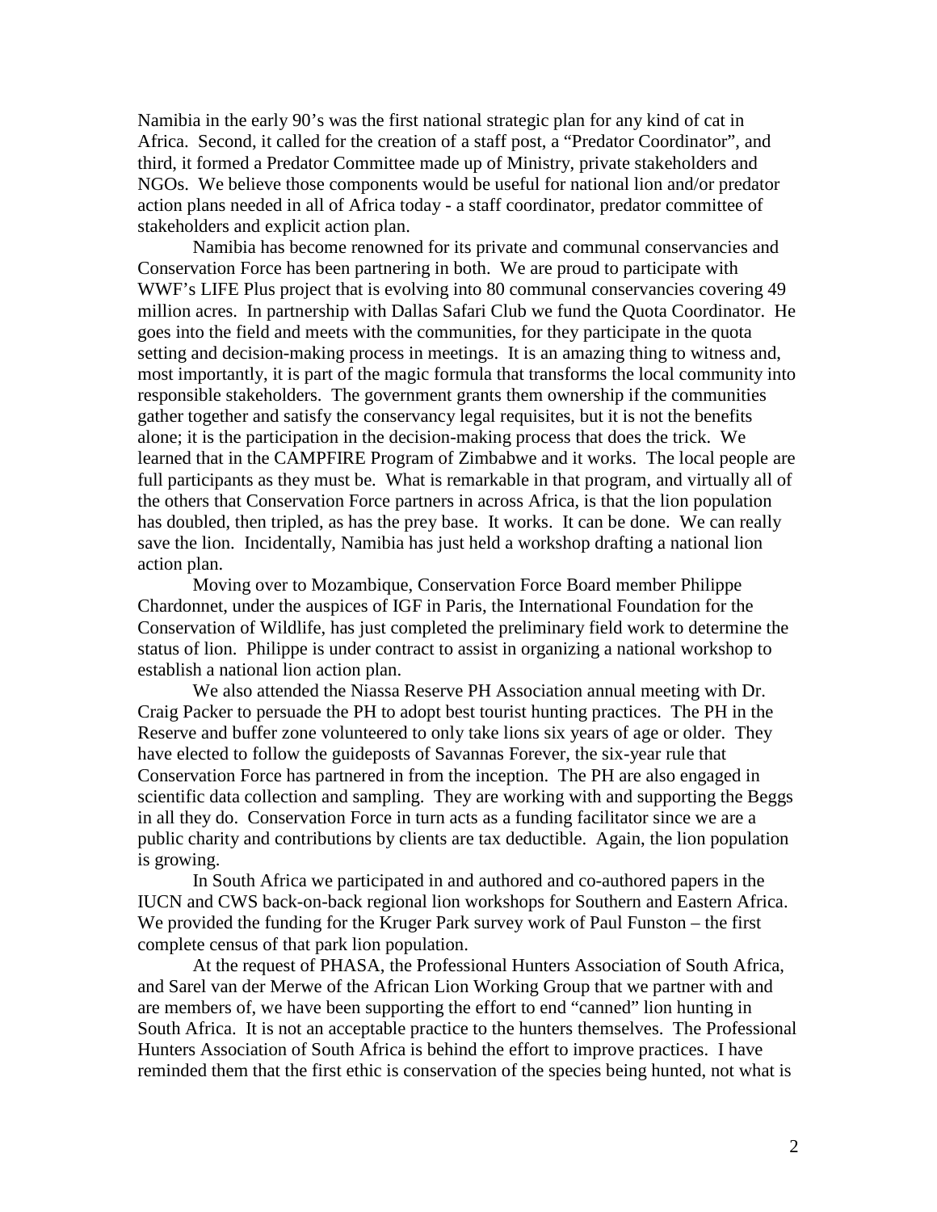Namibia in the early 90's was the first national strategic plan for any kind of cat in Africa. Second, it called for the creation of a staff post, a "Predator Coordinator", and third, it formed a Predator Committee made up of Ministry, private stakeholders and NGOs. We believe those components would be useful for national lion and/or predator action plans needed in all of Africa today - a staff coordinator, predator committee of stakeholders and explicit action plan.

Namibia has become renowned for its private and communal conservancies and Conservation Force has been partnering in both. We are proud to participate with WWF's LIFE Plus project that is evolving into 80 communal conservancies covering 49 million acres. In partnership with Dallas Safari Club we fund the Quota Coordinator. He goes into the field and meets with the communities, for they participate in the quota setting and decision-making process in meetings. It is an amazing thing to witness and, most importantly, it is part of the magic formula that transforms the local community into responsible stakeholders. The government grants them ownership if the communities gather together and satisfy the conservancy legal requisites, but it is not the benefits alone; it is the participation in the decision-making process that does the trick. We learned that in the CAMPFIRE Program of Zimbabwe and it works. The local people are full participants as they must be. What is remarkable in that program, and virtually all of the others that Conservation Force partners in across Africa, is that the lion population has doubled, then tripled, as has the prey base. It works. It can be done. We can really save the lion. Incidentally, Namibia has just held a workshop drafting a national lion action plan.

Moving over to Mozambique, Conservation Force Board member Philippe Chardonnet, under the auspices of IGF in Paris, the International Foundation for the Conservation of Wildlife, has just completed the preliminary field work to determine the status of lion. Philippe is under contract to assist in organizing a national workshop to establish a national lion action plan.

We also attended the Niassa Reserve PH Association annual meeting with Dr. Craig Packer to persuade the PH to adopt best tourist hunting practices. The PH in the Reserve and buffer zone volunteered to only take lions six years of age or older. They have elected to follow the guideposts of Savannas Forever, the six-year rule that Conservation Force has partnered in from the inception. The PH are also engaged in scientific data collection and sampling. They are working with and supporting the Beggs in all they do. Conservation Force in turn acts as a funding facilitator since we are a public charity and contributions by clients are tax deductible. Again, the lion population is growing.

In South Africa we participated in and authored and co-authored papers in the IUCN and CWS back-on-back regional lion workshops for Southern and Eastern Africa. We provided the funding for the Kruger Park survey work of Paul Funston – the first complete census of that park lion population.

At the request of PHASA, the Professional Hunters Association of South Africa, and Sarel van der Merwe of the African Lion Working Group that we partner with and are members of, we have been supporting the effort to end "canned" lion hunting in South Africa. It is not an acceptable practice to the hunters themselves. The Professional Hunters Association of South Africa is behind the effort to improve practices. I have reminded them that the first ethic is conservation of the species being hunted, not what is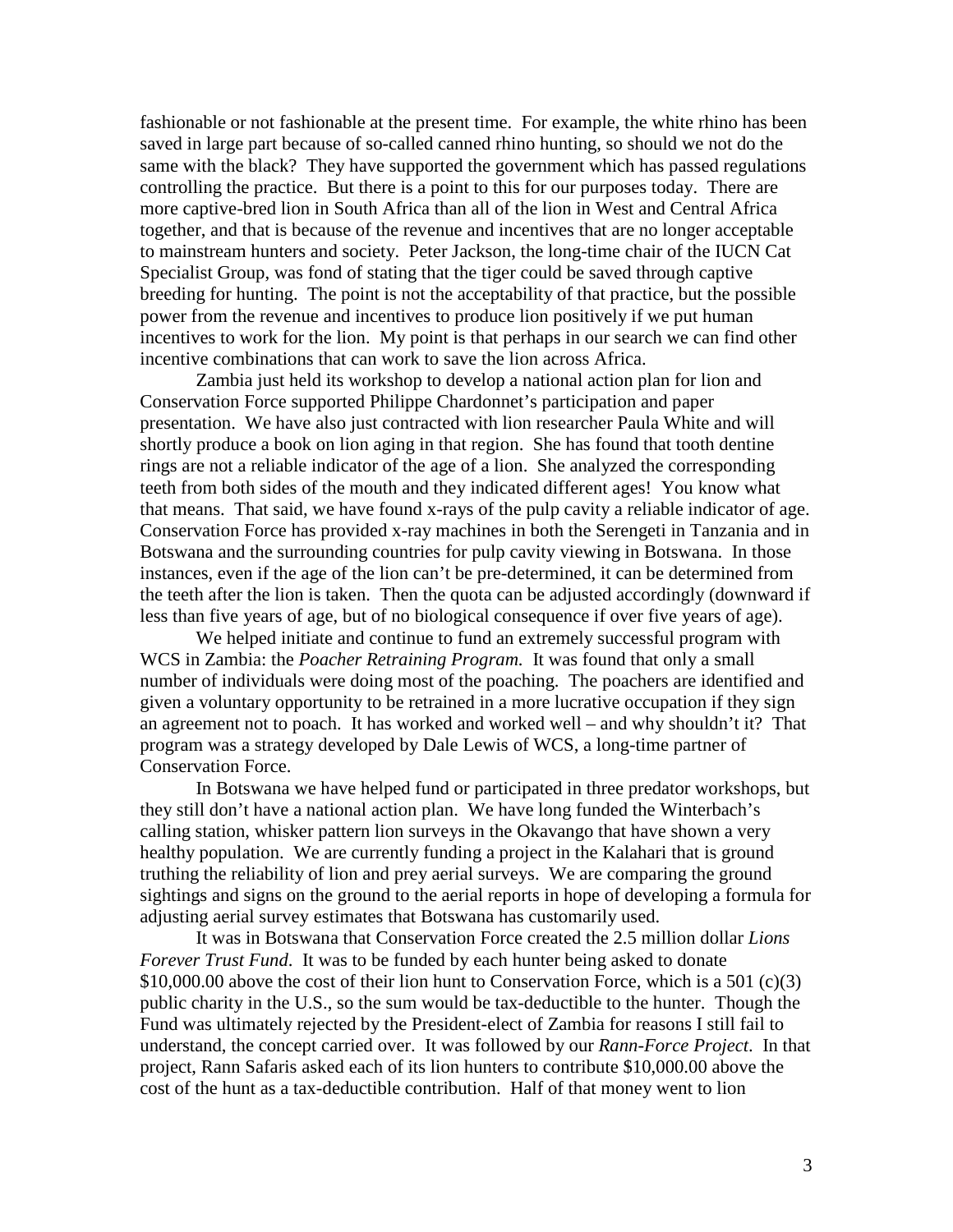fashionable or not fashionable at the present time. For example, the white rhino has been saved in large part because of so-called canned rhino hunting, so should we not do the same with the black? They have supported the government which has passed regulations controlling the practice. But there is a point to this for our purposes today. There are more captive-bred lion in South Africa than all of the lion in West and Central Africa together, and that is because of the revenue and incentives that are no longer acceptable to mainstream hunters and society. Peter Jackson, the long-time chair of the IUCN Cat Specialist Group, was fond of stating that the tiger could be saved through captive breeding for hunting. The point is not the acceptability of that practice, but the possible power from the revenue and incentives to produce lion positively if we put human incentives to work for the lion. My point is that perhaps in our search we can find other incentive combinations that can work to save the lion across Africa.

Zambia just held its workshop to develop a national action plan for lion and Conservation Force supported Philippe Chardonnet's participation and paper presentation. We have also just contracted with lion researcher Paula White and will shortly produce a book on lion aging in that region. She has found that tooth dentine rings are not a reliable indicator of the age of a lion. She analyzed the corresponding teeth from both sides of the mouth and they indicated different ages! You know what that means. That said, we have found x-rays of the pulp cavity a reliable indicator of age. Conservation Force has provided x-ray machines in both the Serengeti in Tanzania and in Botswana and the surrounding countries for pulp cavity viewing in Botswana. In those instances, even if the age of the lion can't be pre-determined, it can be determined from the teeth after the lion is taken. Then the quota can be adjusted accordingly (downward if less than five years of age, but of no biological consequence if over five years of age).

We helped initiate and continue to fund an extremely successful program with WCS in Zambia: the *Poacher Retraining Program.* It was found that only a small number of individuals were doing most of the poaching. The poachers are identified and given a voluntary opportunity to be retrained in a more lucrative occupation if they sign an agreement not to poach. It has worked and worked well – and why shouldn't it? That program was a strategy developed by Dale Lewis of WCS, a long-time partner of Conservation Force.

In Botswana we have helped fund or participated in three predator workshops, but they still don't have a national action plan. We have long funded the Winterbach's calling station, whisker pattern lion surveys in the Okavango that have shown a very healthy population. We are currently funding a project in the Kalahari that is ground truthing the reliability of lion and prey aerial surveys. We are comparing the ground sightings and signs on the ground to the aerial reports in hope of developing a formula for adjusting aerial survey estimates that Botswana has customarily used.

It was in Botswana that Conservation Force created the 2.5 million dollar *Lions Forever Trust Fund*. It was to be funded by each hunter being asked to donate $10,000.00 above the cost of their lion hunt to Conservation Force, which is a 501 (c)(3) public charity in the U.S., so the sum would be tax-deductible to the hunter. Though the Fund was ultimately rejected by the President-elect of Zambia for reasons I still fail to understand, the concept carried over. It was followed by our *Rann-Force Project*. In that project, Rann Safaris asked each of its lion hunters to contribute $10,000.00 above the cost of the hunt as a tax-deductible contribution. Half of that money went to lion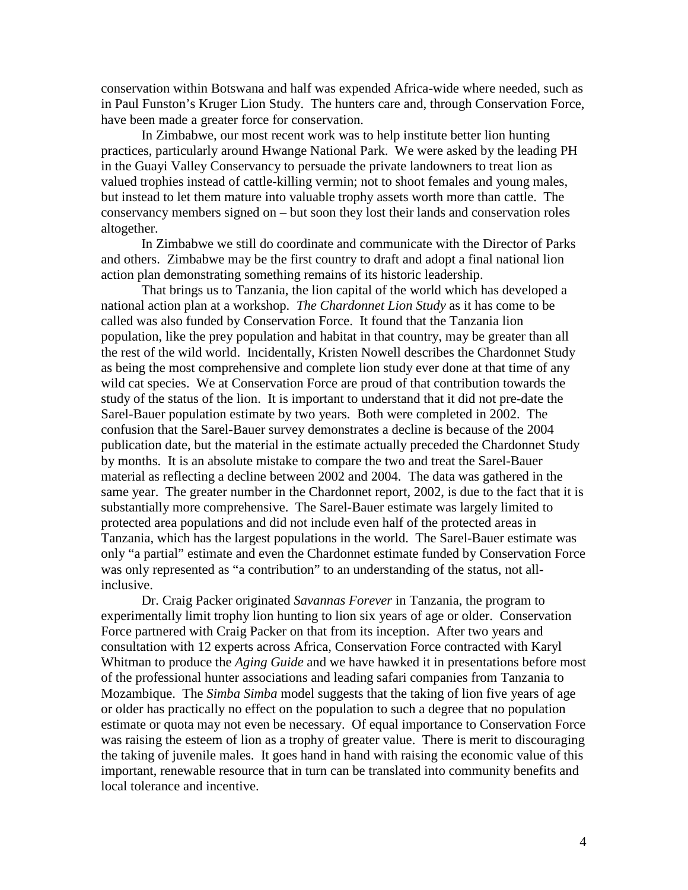conservation within Botswana and half was expended Africa-wide where needed, such as in Paul Funston's Kruger Lion Study. The hunters care and, through Conservation Force, have been made a greater force for conservation.

In Zimbabwe, our most recent work was to help institute better lion hunting practices, particularly around Hwange National Park. We were asked by the leading PH in the Guayi Valley Conservancy to persuade the private landowners to treat lion as valued trophies instead of cattle-killing vermin; not to shoot females and young males, but instead to let them mature into valuable trophy assets worth more than cattle. The conservancy members signed on – but soon they lost their lands and conservation roles altogether.

In Zimbabwe we still do coordinate and communicate with the Director of Parks and others. Zimbabwe may be the first country to draft and adopt a final national lion action plan demonstrating something remains of its historic leadership.

That brings us to Tanzania, the lion capital of the world which has developed a national action plan at a workshop. *The Chardonnet Lion Study* as it has come to be called was also funded by Conservation Force. It found that the Tanzania lion population, like the prey population and habitat in that country, may be greater than all the rest of the wild world. Incidentally, Kristen Nowell describes the Chardonnet Study as being the most comprehensive and complete lion study ever done at that time of any wild cat species. We at Conservation Force are proud of that contribution towards the study of the status of the lion. It is important to understand that it did not pre-date the Sarel-Bauer population estimate by two years. Both were completed in 2002. The confusion that the Sarel-Bauer survey demonstrates a decline is because of the 2004 publication date, but the material in the estimate actually preceded the Chardonnet Study by months. It is an absolute mistake to compare the two and treat the Sarel-Bauer material as reflecting a decline between 2002 and 2004. The data was gathered in the same year. The greater number in the Chardonnet report, 2002, is due to the fact that it is substantially more comprehensive. The Sarel-Bauer estimate was largely limited to protected area populations and did not include even half of the protected areas in Tanzania, which has the largest populations in the world. The Sarel-Bauer estimate was only "a partial" estimate and even the Chardonnet estimate funded by Conservation Force was only represented as "a contribution" to an understanding of the status, not all-inclusive.

Dr. Craig Packer originated *Savannas Forever* in Tanzania, the program to experimentally limit trophy lion hunting to lion six years of age or older. Conservation Force partnered with Craig Packer on that from its inception. After two years and consultation with 12 experts across Africa, Conservation Force contracted with Karyl Whitman to produce the *Aging Guide* and we have hawked it in presentations before most of the professional hunter associations and leading safari companies from Tanzania to Mozambique. The *Simba Simba* model suggests that the taking of lion five years of age or older has practically no effect on the population to such a degree that no population estimate or quota may not even be necessary. Of equal importance to Conservation Force was raising the esteem of lion as a trophy of greater value. There is merit to discouraging the taking of juvenile males. It goes hand in hand with raising the economic value of this important, renewable resource that in turn can be translated into community benefits and local tolerance and incentive.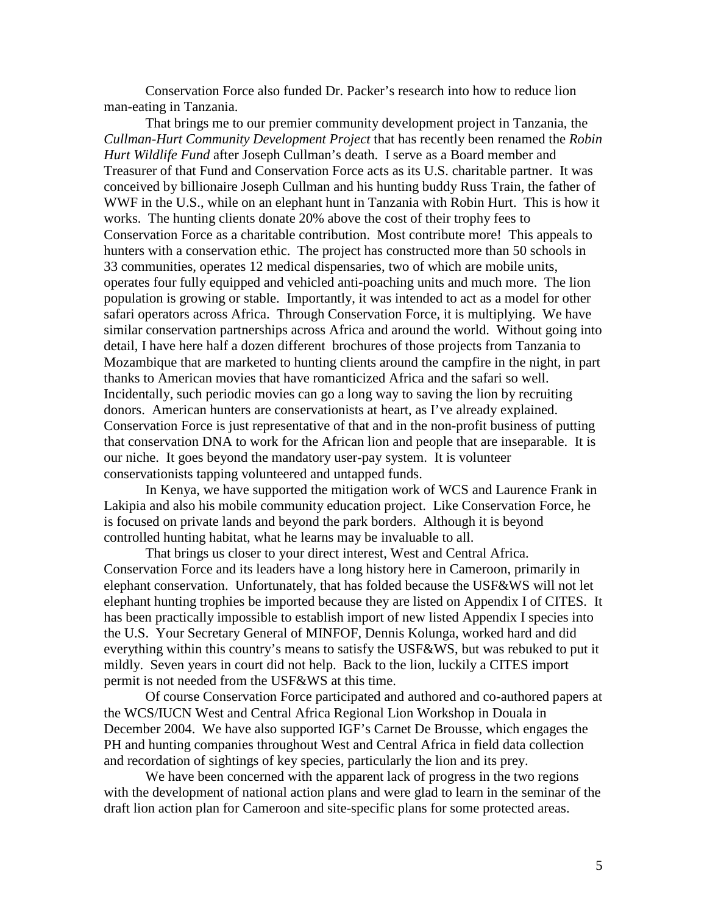Conservation Force also funded Dr. Packer's research into how to reduce lion man-eating in Tanzania.

That brings me to our premier community development project in Tanzania, the *Cullman-Hurt Community Development Project* that has recently been renamed the *Robin Hurt Wildlife Fund* after Joseph Cullman's death. I serve as a Board member and Treasurer of that Fund and Conservation Force acts as its U.S. charitable partner. It was conceived by billionaire Joseph Cullman and his hunting buddy Russ Train, the father of WWF in the U.S., while on an elephant hunt in Tanzania with Robin Hurt. This is how it works. The hunting clients donate 20% above the cost of their trophy fees to Conservation Force as a charitable contribution. Most contribute more! This appeals to hunters with a conservation ethic. The project has constructed more than 50 schools in 33 communities, operates 12 medical dispensaries, two of which are mobile units, operates four fully equipped and vehicled anti-poaching units and much more. The lion population is growing or stable. Importantly, it was intended to act as a model for other safari operators across Africa. Through Conservation Force, it is multiplying. We have similar conservation partnerships across Africa and around the world. Without going into detail, I have here half a dozen different brochures of those projects from Tanzania to Mozambique that are marketed to hunting clients around the campfire in the night, in part thanks to American movies that have romanticized Africa and the safari so well. Incidentally, such periodic movies can go a long way to saving the lion by recruiting donors. American hunters are conservationists at heart, as I've already explained. Conservation Force is just representative of that and in the non-profit business of putting that conservation DNA to work for the African lion and people that are inseparable. It is our niche. It goes beyond the mandatory user-pay system. It is volunteer conservationists tapping volunteered and untapped funds.

In Kenya, we have supported the mitigation work of WCS and Laurence Frank in Lakipia and also his mobile community education project. Like Conservation Force, he is focused on private lands and beyond the park borders. Although it is beyond controlled hunting habitat, what he learns may be invaluable to all.

That brings us closer to your direct interest, West and Central Africa. Conservation Force and its leaders have a long history here in Cameroon, primarily in elephant conservation. Unfortunately, that has folded because the USF&WS will not let elephant hunting trophies be imported because they are listed on Appendix I of CITES. It has been practically impossible to establish import of new listed Appendix I species into the U.S. Your Secretary General of MINFOF, Dennis Kolunga, worked hard and did everything within this country's means to satisfy the USF&WS, but was rebuked to put it mildly. Seven years in court did not help. Back to the lion, luckily a CITES import permit is not needed from the USF&WS at this time.

Of course Conservation Force participated and authored and co-authored papers at the WCS/IUCN West and Central Africa Regional Lion Workshop in Douala in December 2004. We have also supported IGF's Carnet De Brousse, which engages the PH and hunting companies throughout West and Central Africa in field data collection and recordation of sightings of key species, particularly the lion and its prey.

We have been concerned with the apparent lack of progress in the two regions with the development of national action plans and were glad to learn in the seminar of the draft lion action plan for Cameroon and site-specific plans for some protected areas.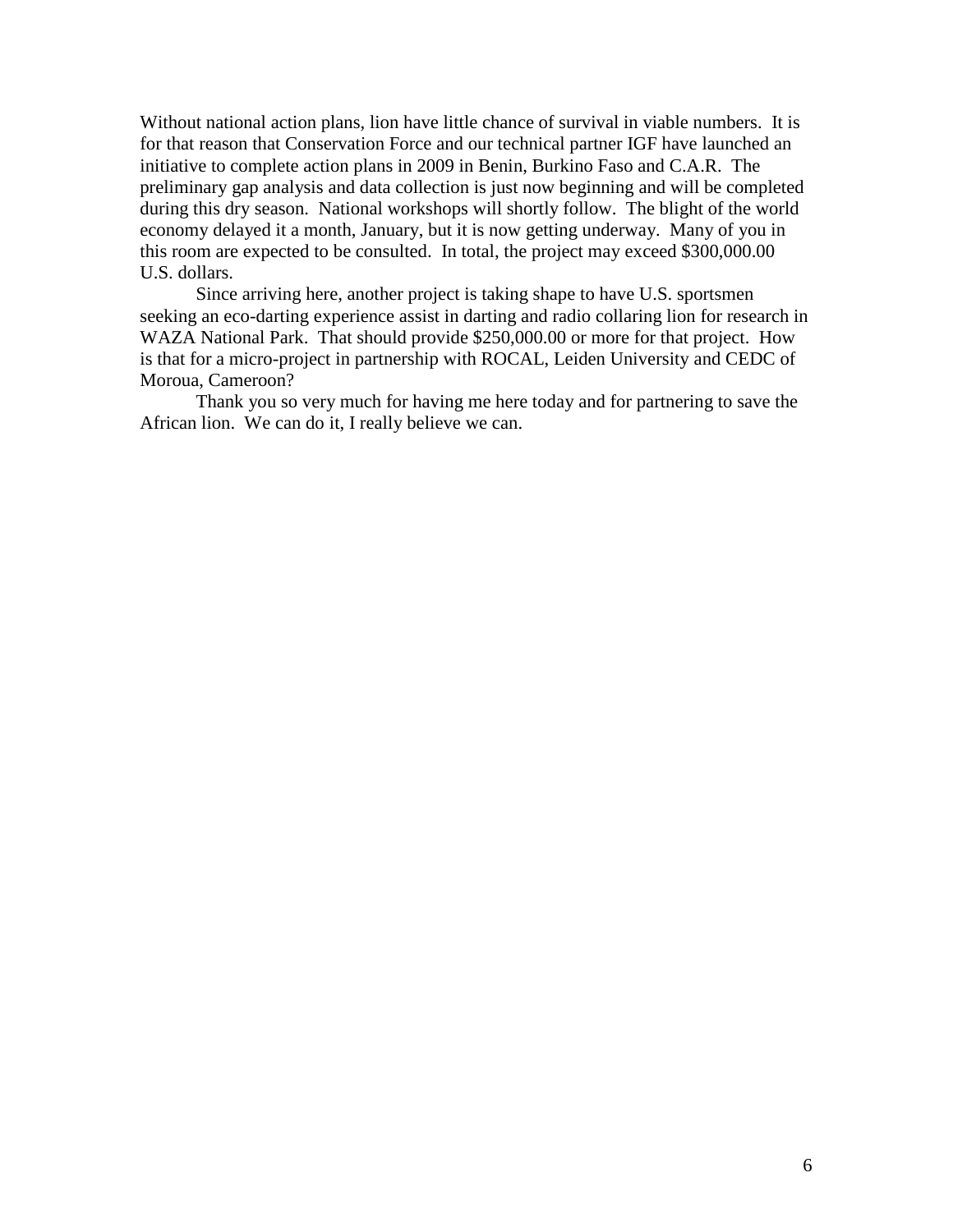Without national action plans, lion have little chance of survival in viable numbers. It is for that reason that Conservation Force and our technical partner IGF have launched an initiative to complete action plans in 2009 in Benin, Burkino Faso and C.A.R. The preliminary gap analysis and data collection is just now beginning and will be completed during this dry season. National workshops will shortly follow. The blight of the world economy delayed it a month, January, but it is now getting underway. Many of you in this room are expected to be consulted. In total, the project may exceed $300,000.00 U.S. dollars.

Since arriving here, another project is taking shape to have U.S. sportsmen seeking an eco-darting experience assist in darting and radio collaring lion for research in WAZA National Park. That should provide $250,000.00 or more for that project. How is that for a micro-project in partnership with ROCAL, Leiden University and CEDC of Moroua, Cameroon?

Thank you so very much for having me here today and for partnering to save the African lion. We can do it, I really believe we can.